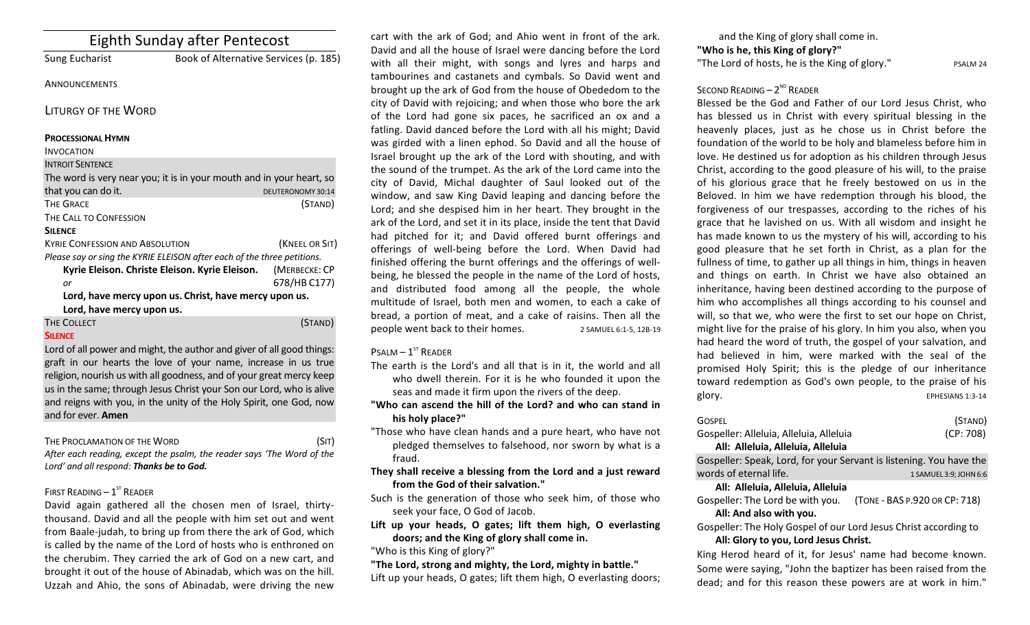# Eighth Sunday after Pentecost

Sung Eucharist — Book of Alternative Services (p. 185)

ANNOUNCEMENTS

## LITURGY OF THE WORD

**PROCESSIONAL HYMN**

INVOCATION

INTROIT SENTENCE

The word is very near you; it is in your mouth and in your heart, so that you can do it. DEUTERONOMY 30:14

THE GRACE (STAND)

THE CALL TO CONFESSION

**SILENCE**

KYRIE CONFESSION AND ABSOLUTION (KNEEL OR SIT)

*Please say or sing the KYRIE ELEISON after each of the three petitions.*

**Kyrie Eleison. Christe Eleison. Kyrie Eleison.** (MERBECKE: CP 678/HB C177)

*or*

**Lord, have mercy upon us. Christ, have mercy upon us. Lord, have mercy upon us.**

THE COLLECT (STAND)

**SILENCE**

Lord of all power and might, the author and giver of all good things: graft in our hearts the love of your name, increase in us true religion, nourish us with all goodness, and of your great mercy keep us in the same; through Jesus Christ your Son our Lord, who is alive and reigns with you, in the unity of the Holy Spirit, one God, now and for ever. **Amen**

THE PROCLAMATION OF THE WORD (SIT)

*After each reading, except the psalm, the reader says 'The Word of the Lord' and all respond:* ***Thanks be to God.***

FIRST READING – 1ST READER

David again gathered all the chosen men of Israel, thirty-thousand. David and all the people with him set out and went from Baale-judah, to bring up from there the ark of God, which is called by the name of the Lord of hosts who is enthroned on the cherubim. They carried the ark of God on a new cart, and brought it out of the house of Abinadab, which was on the hill. Uzzah and Ahio, the sons of Abinadab, were driving the new cart with the ark of God; and Ahio went in front of the ark. David and all the house of Israel were dancing before the Lord with all their might, with songs and lyres and harps and tambourines and castanets and cymbals. So David went and brought up the ark of God from the house of Obededom to the city of David with rejoicing; and when those who bore the ark of the Lord had gone six paces, he sacrificed an ox and a fatling. David danced before the Lord with all his might; David was girded with a linen ephod. So David and all the house of Israel brought up the ark of the Lord with shouting, and with the sound of the trumpet. As the ark of the Lord came into the city of David, Michal daughter of Saul looked out of the window, and saw King David leaping and dancing before the Lord; and she despised him in her heart. They brought in the ark of the Lord, and set it in its place, inside the tent that David had pitched for it; and David offered burnt offerings and offerings of well-being before the Lord. When David had finished offering the burnt offerings and the offerings of well-being, he blessed the people in the name of the Lord of hosts, and distributed food among all the people, the whole multitude of Israel, both men and women, to each a cake of bread, a portion of meat, and a cake of raisins. Then all the people went back to their homes. 2 SAMUEL 6:1-5, 12B-19

PSALM – 1ST READER

The earth is the Lord's and all that is in it, the world and all who dwell therein. For it is he who founded it upon the seas and made it firm upon the rivers of the deep.

**"Who can ascend the hill of the Lord? and who can stand in his holy place?"**

"Those who have clean hands and a pure heart, who have not pledged themselves to falsehood, nor sworn by what is a fraud.

**They shall receive a blessing from the Lord and a just reward from the God of their salvation."**

Such is the generation of those who seek him, of those who seek your face, O God of Jacob.

**Lift up your heads, O gates; lift them high, O everlasting doors; and the King of glory shall come in.**

"Who is this King of glory?"

**"The Lord, strong and mighty, the Lord, mighty in battle."**

Lift up your heads, O gates; lift them high, O everlasting doors; and the King of glory shall come in.

**"Who is he, this King of glory?"**

"The Lord of hosts, he is the King of glory." PSALM 24

SECOND READING – 2ND READER

Blessed be the God and Father of our Lord Jesus Christ, who has blessed us in Christ with every spiritual blessing in the heavenly places, just as he chose us in Christ before the foundation of the world to be holy and blameless before him in love. He destined us for adoption as his children through Jesus Christ, according to the good pleasure of his will, to the praise of his glorious grace that he freely bestowed on us in the Beloved. In him we have redemption through his blood, the forgiveness of our trespasses, according to the riches of his grace that he lavished on us. With all wisdom and insight he has made known to us the mystery of his will, according to his good pleasure that he set forth in Christ, as a plan for the fullness of time, to gather up all things in him, things in heaven and things on earth. In Christ we have also obtained an inheritance, having been destined according to the purpose of him who accomplishes all things according to his counsel and will, so that we, who were the first to set our hope on Christ, might live for the praise of his glory. In him you also, when you had heard the word of truth, the gospel of your salvation, and had believed in him, were marked with the seal of the promised Holy Spirit; this is the pledge of our inheritance toward redemption as God's own people, to the praise of his glory. EPHESIANS 1:3-14

GOSPEL (STAND)

Gospeller: Alleluia, Alleluia, Alleluia (CP: 708)

**All: Alleluia, Alleluia, Alleluia**

Gospeller: Speak, Lord, for your Servant is listening. You have the words of eternal life. 1 SAMUEL 3:9; JOHN 6:6

**All: Alleluia, Alleluia, Alleluia**

Gospeller: The Lord be with you. (TONE - BAS P.920 OR CP: 718)

**All: And also with you.**

Gospeller: The Holy Gospel of our Lord Jesus Christ according to

**All: Glory to you, Lord Jesus Christ.**

King Herod heard of it, for Jesus' name had become known. Some were saying, "John the baptizer has been raised from the dead; and for this reason these powers are at work in him."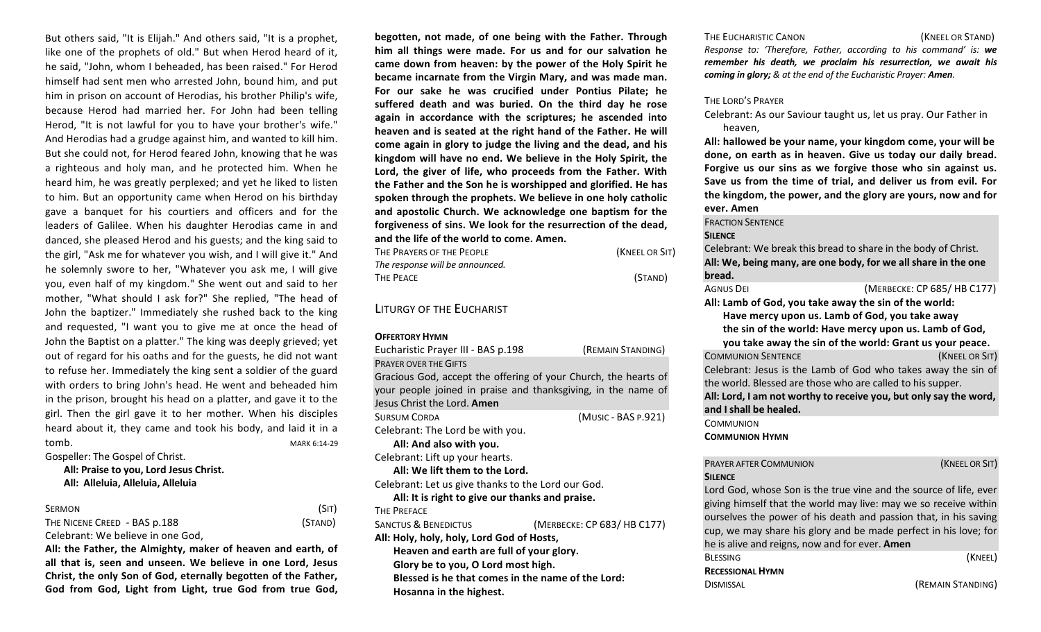But others said, "It is Elijah." And others said, "It is a prophet, like one of the prophets of old." But when Herod heard of it, he said, "John, whom I beheaded, has been raised." For Herod himself had sent men who arrested John, bound him, and put him in prison on account of Herodias, his brother Philip's wife, because Herod had married her. For John had been telling Herod, "It is not lawful for you to have your brother's wife." And Herodias had a grudge against him, and wanted to kill him. But she could not, for Herod feared John, knowing that he was a righteous and holy man, and he protected him. When he heard him, he was greatly perplexed; and yet he liked to listen to him. But an opportunity came when Herod on his birthday gave a banquet for his courtiers and officers and for the leaders of Galilee. When his daughter Herodias came in and danced, she pleased Herod and his guests; and the king said to the girl, "Ask me for whatever you wish, and I will give it." And he solemnly swore to her, "Whatever you ask me, I will give you, even half of my kingdom." She went out and said to her mother, "What should I ask for?" She replied, "The head of John the baptizer." Immediately she rushed back to the king and requested, "I want you to give me at once the head of John the Baptist on a platter." The king was deeply grieved; yet out of regard for his oaths and for the guests, he did not want to refuse her. Immediately the king sent a soldier of the guard with orders to bring John's head. He went and beheaded him in the prison, brought his head on a platter, and gave it to the girl. Then the girl gave it to her mother. When his disciples heard about it, they came and took his body, and laid it in a tomb. MARK 6:14-29

Gospeller: The Gospel of Christ.

**All: Praise to you, Lord Jesus Christ.**
**All: Alleluia, Alleluia, Alleluia**

SERMON (SIT)

THE NICENE CREED - BAS p.188 (STAND)

Celebrant: We believe in one God,

**All: the Father, the Almighty, maker of heaven and earth, of all that is, seen and unseen. We believe in one Lord, Jesus Christ, the only Son of God, eternally begotten of the Father, God from God, Light from Light, true God from true God, begotten, not made, of one being with the Father. Through him all things were made. For us and for our salvation he came down from heaven: by the power of the Holy Spirit he became incarnate from the Virgin Mary, and was made man. For our sake he was crucified under Pontius Pilate; he suffered death and was buried. On the third day he rose again in accordance with the scriptures; he ascended into heaven and is seated at the right hand of the Father. He will come again in glory to judge the living and the dead, and his kingdom will have no end. We believe in the Holy Spirit, the Lord, the giver of life, who proceeds from the Father. With the Father and the Son he is worshipped and glorified. He has spoken through the prophets. We believe in one holy catholic and apostolic Church. We acknowledge one baptism for the forgiveness of sins. We look for the resurrection of the dead, and the life of the world to come. Amen.**

THE PRAYERS OF THE PEOPLE (KNEEL OR SIT)

*The response will be announced.*

THE PEACE (STAND)

## LITURGY OF THE EUCHARIST

**OFFERTORY HYMN**

Eucharistic Prayer III - BAS p.198 (REMAIN STANDING)

PRAYER OVER THE GIFTS

Gracious God, accept the offering of your Church, the hearts of your people joined in praise and thanksgiving, in the name of Jesus Christ the Lord. **Amen**

SURSUM CORDA (MUSIC - BAS P.921)

Celebrant: The Lord be with you.
**All: And also with you.**
Celebrant: Lift up your hearts.
**All: We lift them to the Lord.**
Celebrant: Let us give thanks to the Lord our God.
**All: It is right to give our thanks and praise.**

THE PREFACE

SANCTUS & BENEDICTUS (MERBECKE: CP 683/ HB C177)

**All: Holy, holy, holy, Lord God of Hosts,**
**Heaven and earth are full of your glory.**
**Glory be to you, O Lord most high.**
**Blessed is he that comes in the name of the Lord:**
**Hosanna in the highest.**

THE EUCHARISTIC CANON (KNEEL OR STAND)

*Response to: 'Therefore, Father, according to his command' is:* ***we remember his death, we proclaim his resurrection, we await his coming in glory;*** *& at the end of the Eucharistic Prayer:* ***Amen****.*

THE LORD'S PRAYER

Celebrant: As our Saviour taught us, let us pray. Our Father in heaven,

**All: hallowed be your name, your kingdom come, your will be done, on earth as in heaven. Give us today our daily bread. Forgive us our sins as we forgive those who sin against us. Save us from the time of trial, and deliver us from evil. For the kingdom, the power, and the glory are yours, now and for ever. Amen**

FRACTION SENTENCE

**SILENCE**

Celebrant: We break this bread to share in the body of Christ.

**All: We, being many, are one body, for we all share in the one bread.**

AGNUS DEI (MERBECKE: CP 685/ HB C177)

**All: Lamb of God, you take away the sin of the world:**
**Have mercy upon us. Lamb of God, you take away**
**the sin of the world: Have mercy upon us. Lamb of God,**
**you take away the sin of the world: Grant us your peace.**

COMMUNION SENTENCE (KNEEL OR SIT)

Celebrant: Jesus is the Lamb of God who takes away the sin of the world. Blessed are those who are called to his supper.

**All: Lord, I am not worthy to receive you, but only say the word, and I shall be healed.**

COMMUNION

**COMMUNION HYMN**

PRAYER AFTER COMMUNION (KNEEL OR SIT)

**SILENCE**

Lord God, whose Son is the true vine and the source of life, ever giving himself that the world may live: may we so receive within ourselves the power of his death and passion that, in his saving cup, we may share his glory and be made perfect in his love; for he is alive and reigns, now and for ever. **Amen**

BLESSING (KNEEL)

**RECESSIONAL HYMN**

DISMISSAL (REMAIN STANDING)